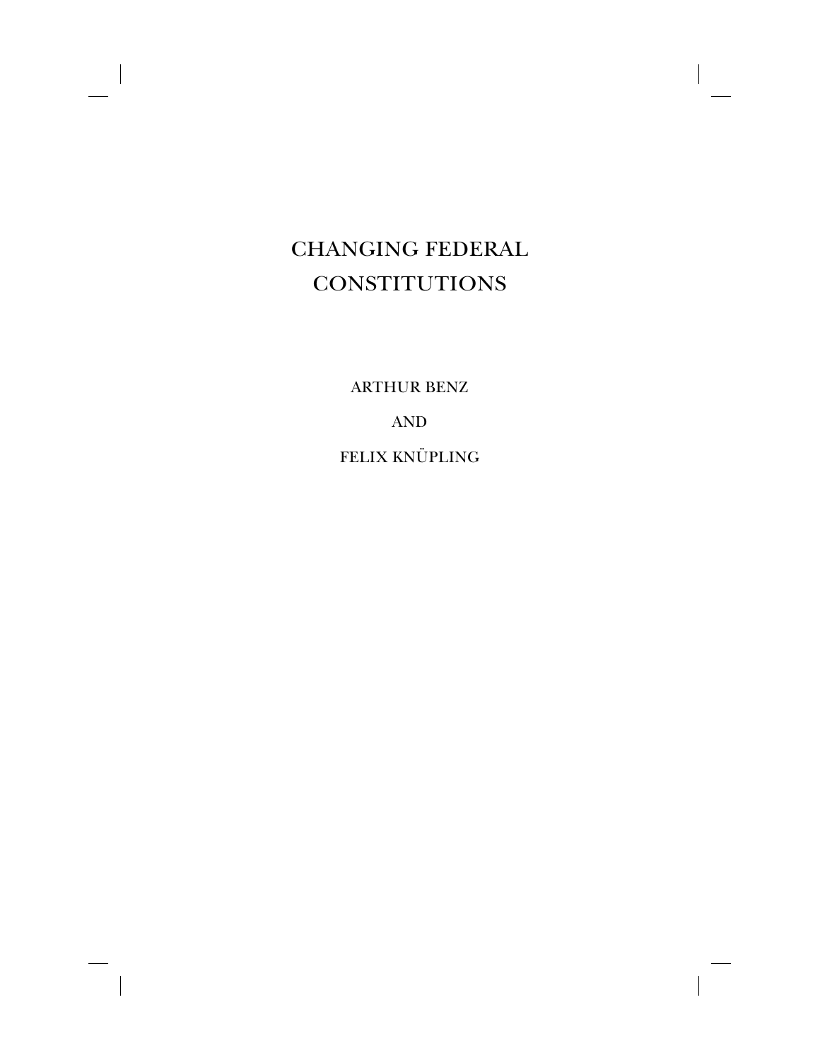# CHANGING FEDERAL CONSTITUTIONS

ARTHUR BENZ

AND

FELIX KNÜPLING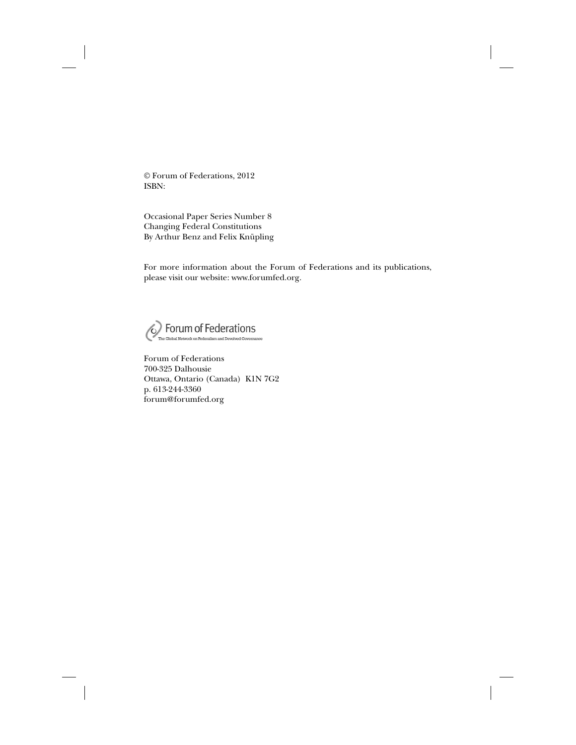© Forum of Federations, 2012
ISBN:

Occasional Paper Series Number 8
Changing Federal Constitutions
By Arthur Benz and Felix Knüpling

For more information about the Forum of Federations and its publications, please visit our website: www.forumfed.org.

Forum of Federations
The Global Network on Federalism and Devolved Governance

Forum of Federations
700-325 Dalhousie
Ottawa, Ontario (Canada) K1N 7G2
p. 613-244-3360
forum@forumfed.org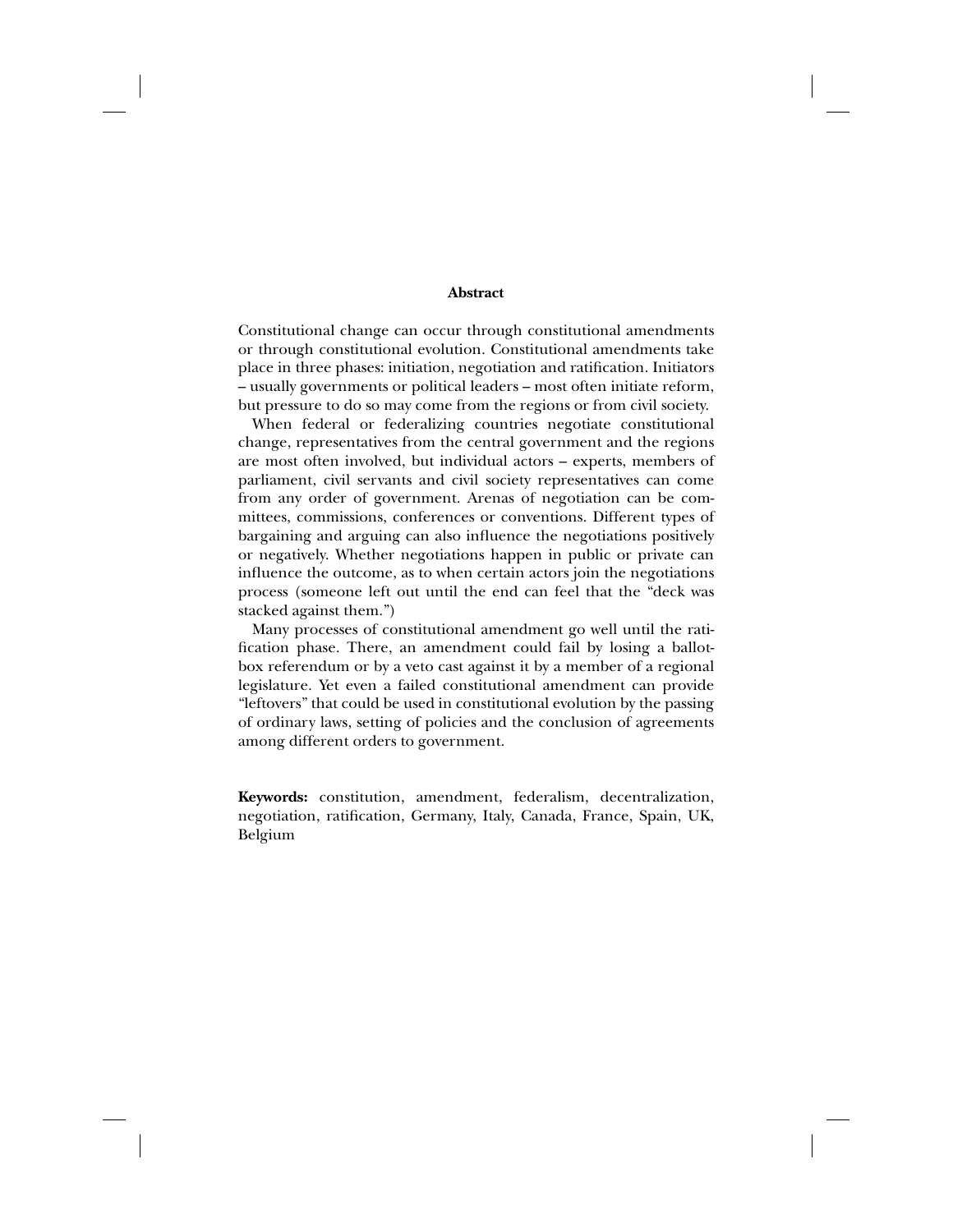## Abstract

Constitutional change can occur through constitutional amendments or through constitutional evolution. Constitutional amendments take place in three phases: initiation, negotiation and ratification. Initiators – usually governments or political leaders – most often initiate reform, but pressure to do so may come from the regions or from civil society.

When federal or federalizing countries negotiate constitutional change, representatives from the central government and the regions are most often involved, but individual actors – experts, members of parliament, civil servants and civil society representatives can come from any order of government. Arenas of negotiation can be committees, commissions, conferences or conventions. Different types of bargaining and arguing can also influence the negotiations positively or negatively. Whether negotiations happen in public or private can influence the outcome, as to when certain actors join the negotiations process (someone left out until the end can feel that the "deck was stacked against them.")

Many processes of constitutional amendment go well until the ratification phase. There, an amendment could fail by losing a ballot-box referendum or by a veto cast against it by a member of a regional legislature. Yet even a failed constitutional amendment can provide "leftovers" that could be used in constitutional evolution by the passing of ordinary laws, setting of policies and the conclusion of agreements among different orders to government.

**Keywords:** constitution, amendment, federalism, decentralization, negotiation, ratification, Germany, Italy, Canada, France, Spain, UK, Belgium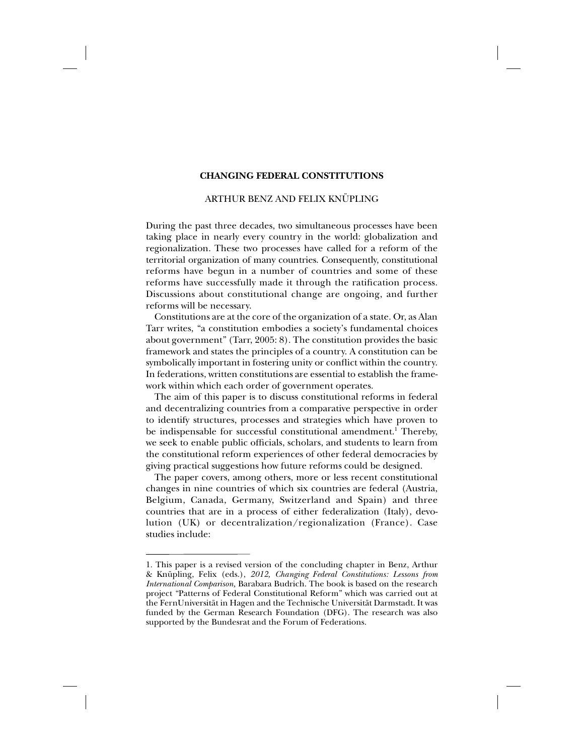# CHANGING FEDERAL CONSTITUTIONS

ARTHUR BENZ AND FELIX KNÜPLING

During the past three decades, two simultaneous processes have been taking place in nearly every country in the world: globalization and regionalization. These two processes have called for a reform of the territorial organization of many countries. Consequently, constitutional reforms have begun in a number of countries and some of these reforms have successfully made it through the ratification process. Discussions about constitutional change are ongoing, and further reforms will be necessary.

Constitutions are at the core of the organization of a state. Or, as Alan Tarr writes, "a constitution embodies a society's fundamental choices about government" (Tarr, 2005: 8). The constitution provides the basic framework and states the principles of a country. A constitution can be symbolically important in fostering unity or conflict within the country. In federations, written constitutions are essential to establish the framework within which each order of government operates.

The aim of this paper is to discuss constitutional reforms in federal and decentralizing countries from a comparative perspective in order to identify structures, processes and strategies which have proven to be indispensable for successful constitutional amendment.[1] Thereby, we seek to enable public officials, scholars, and students to learn from the constitutional reform experiences of other federal democracies by giving practical suggestions how future reforms could be designed.

The paper covers, among others, more or less recent constitutional changes in nine countries of which six countries are federal (Austria, Belgium, Canada, Germany, Switzerland and Spain) and three countries that are in a process of either federalization (Italy), devolution (UK) or decentralization/regionalization (France). Case studies include:

---

1. This paper is a revised version of the concluding chapter in Benz, Arthur & Knüpling, Felix (eds.), *2012, Changing Federal Constitutions: Lessons from International Comparison,* Barabara Budrich. The book is based on the research project "Patterns of Federal Constitutional Reform" which was carried out at the FernUniversität in Hagen and the Technische Universität Darmstadt. It was funded by the German Research Foundation (DFG). The research was also supported by the Bundesrat and the Forum of Federations.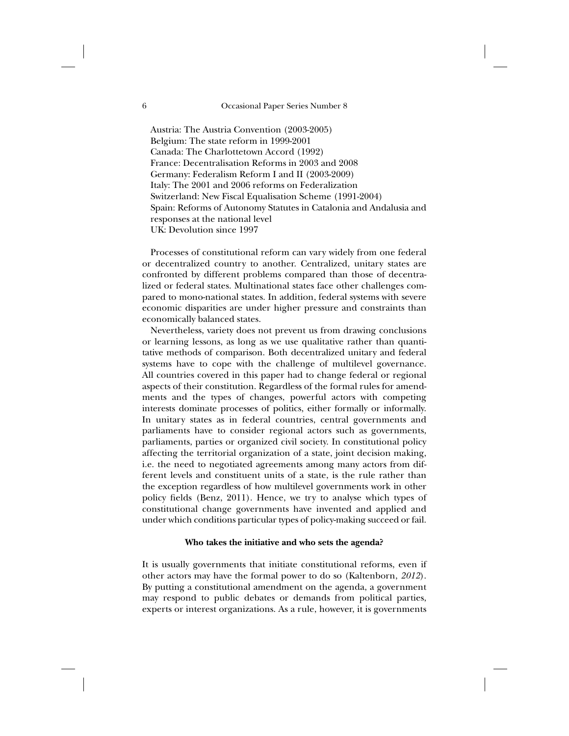Austria: The Austria Convention (2003-2005)
Belgium: The state reform in 1999-2001
Canada: The Charlottetown Accord (1992)
France: Decentralisation Reforms in 2003 and 2008
Germany: Federalism Reform I and II (2003-2009)
Italy: The 2001 and 2006 reforms on Federalization
Switzerland: New Fiscal Equalisation Scheme (1991-2004)
Spain: Reforms of Autonomy Statutes in Catalonia and Andalusia and responses at the national level
UK: Devolution since 1997

Processes of constitutional reform can vary widely from one federal or decentralized country to another. Centralized, unitary states are confronted by different problems compared than those of decentralized or federal states. Multinational states face other challenges compared to mono-national states. In addition, federal systems with severe economic disparities are under higher pressure and constraints than economically balanced states.

Nevertheless, variety does not prevent us from drawing conclusions or learning lessons, as long as we use qualitative rather than quantitative methods of comparison. Both decentralized unitary and federal systems have to cope with the challenge of multilevel governance. All countries covered in this paper had to change federal or regional aspects of their constitution. Regardless of the formal rules for amendments and the types of changes, powerful actors with competing interests dominate processes of politics, either formally or informally. In unitary states as in federal countries, central governments and parliaments have to consider regional actors such as governments, parliaments, parties or organized civil society. In constitutional policy affecting the territorial organization of a state, joint decision making, i.e. the need to negotiated agreements among many actors from different levels and constituent units of a state, is the rule rather than the exception regardless of how multilevel governments work in other policy fields (Benz, 2011). Hence, we try to analyse which types of constitutional change governments have invented and applied and under which conditions particular types of policy-making succeed or fail.

### Who takes the initiative and who sets the agenda?

It is usually governments that initiate constitutional reforms, even if other actors may have the formal power to do so (Kaltenborn, *2012*). By putting a constitutional amendment on the agenda, a government may respond to public debates or demands from political parties, experts or interest organizations. As a rule, however, it is governments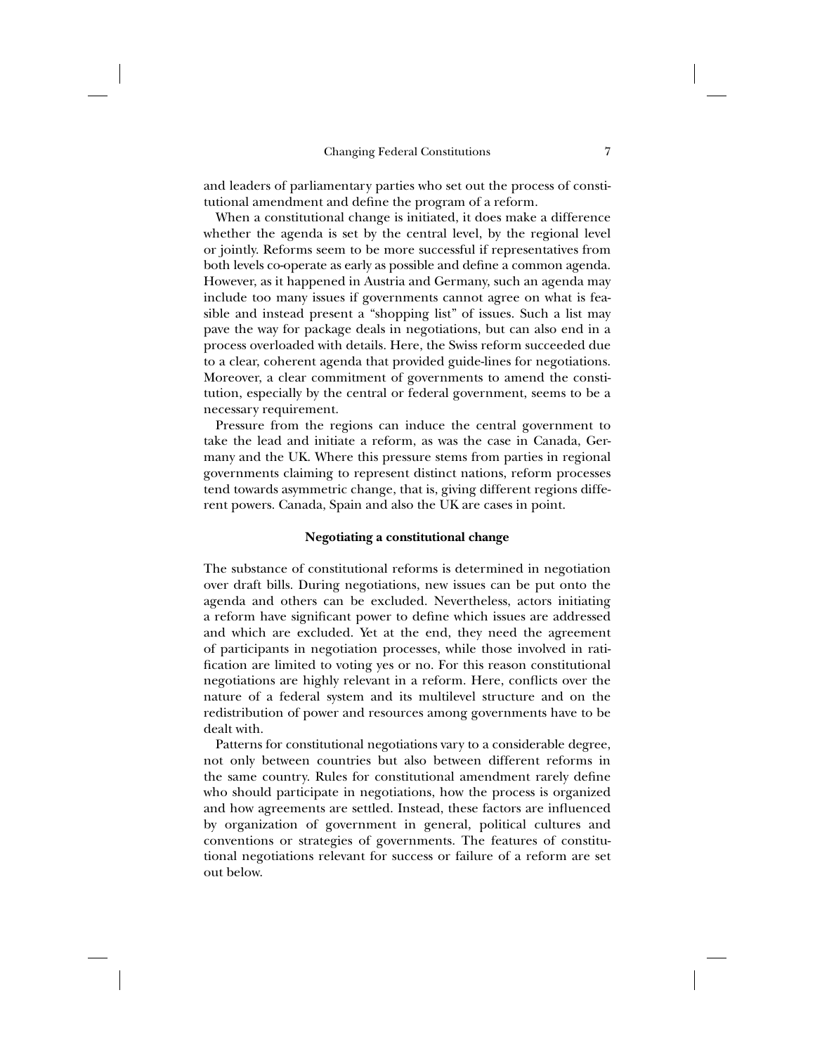and leaders of parliamentary parties who set out the process of constitutional amendment and define the program of a reform.

When a constitutional change is initiated, it does make a difference whether the agenda is set by the central level, by the regional level or jointly. Reforms seem to be more successful if representatives from both levels co-operate as early as possible and define a common agenda. However, as it happened in Austria and Germany, such an agenda may include too many issues if governments cannot agree on what is feasible and instead present a "shopping list" of issues. Such a list may pave the way for package deals in negotiations, but can also end in a process overloaded with details. Here, the Swiss reform succeeded due to a clear, coherent agenda that provided guide-lines for negotiations. Moreover, a clear commitment of governments to amend the constitution, especially by the central or federal government, seems to be a necessary requirement.

Pressure from the regions can induce the central government to take the lead and initiate a reform, as was the case in Canada, Germany and the UK. Where this pressure stems from parties in regional governments claiming to represent distinct nations, reform processes tend towards asymmetric change, that is, giving different regions different powers. Canada, Spain and also the UK are cases in point.

### Negotiating a constitutional change

The substance of constitutional reforms is determined in negotiation over draft bills. During negotiations, new issues can be put onto the agenda and others can be excluded. Nevertheless, actors initiating a reform have significant power to define which issues are addressed and which are excluded. Yet at the end, they need the agreement of participants in negotiation processes, while those involved in ratification are limited to voting yes or no. For this reason constitutional negotiations are highly relevant in a reform. Here, conflicts over the nature of a federal system and its multilevel structure and on the redistribution of power and resources among governments have to be dealt with.

Patterns for constitutional negotiations vary to a considerable degree, not only between countries but also between different reforms in the same country. Rules for constitutional amendment rarely define who should participate in negotiations, how the process is organized and how agreements are settled. Instead, these factors are influenced by organization of government in general, political cultures and conventions or strategies of governments. The features of constitutional negotiations relevant for success or failure of a reform are set out below.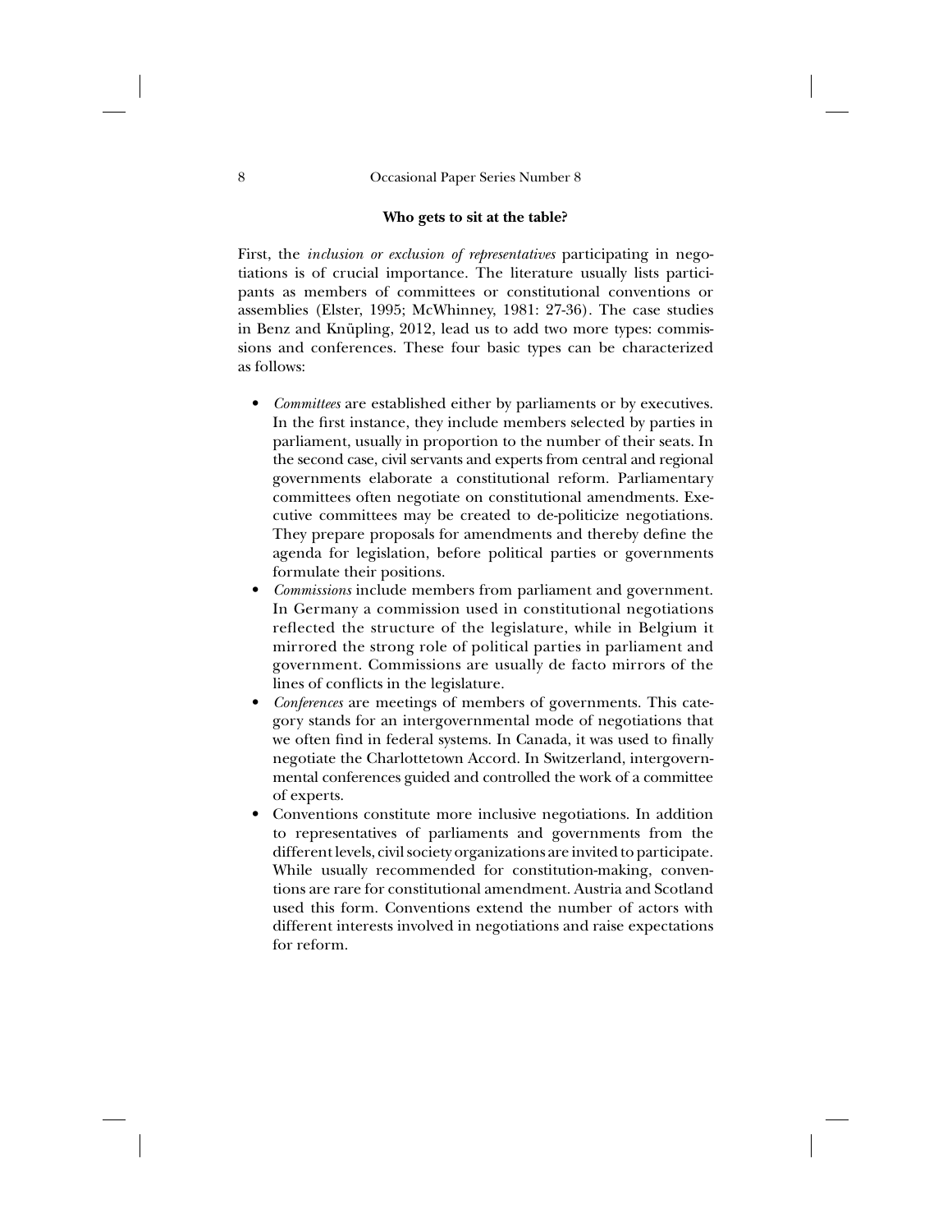**Who gets to sit at the table?**

First, the *inclusion or exclusion of representatives* participating in negotiations is of crucial importance. The literature usually lists participants as members of committees or constitutional conventions or assemblies (Elster, 1995; McWhinney, 1981: 27-36). The case studies in Benz and Knüpling, 2012, lead us to add two more types: commissions and conferences. These four basic types can be characterized as follows:

- *Committees* are established either by parliaments or by executives. In the first instance, they include members selected by parties in parliament, usually in proportion to the number of their seats. In the second case, civil servants and experts from central and regional governments elaborate a constitutional reform. Parliamentary committees often negotiate on constitutional amendments. Executive committees may be created to de-politicize negotiations. They prepare proposals for amendments and thereby define the agenda for legislation, before political parties or governments formulate their positions.
- *Commissions* include members from parliament and government. In Germany a commission used in constitutional negotiations reflected the structure of the legislature, while in Belgium it mirrored the strong role of political parties in parliament and government. Commissions are usually de facto mirrors of the lines of conflicts in the legislature.
- *Conferences* are meetings of members of governments. This category stands for an intergovernmental mode of negotiations that we often find in federal systems. In Canada, it was used to finally negotiate the Charlottetown Accord. In Switzerland, intergovernmental conferences guided and controlled the work of a committee of experts.
- Conventions constitute more inclusive negotiations. In addition to representatives of parliaments and governments from the different levels, civil society organizations are invited to participate. While usually recommended for constitution-making, conventions are rare for constitutional amendment. Austria and Scotland used this form. Conventions extend the number of actors with different interests involved in negotiations and raise expectations for reform.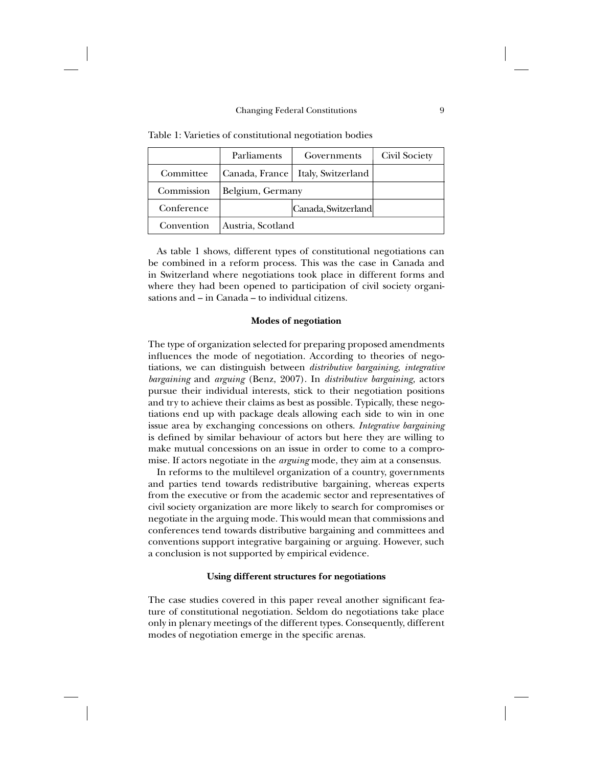Table 1: Varieties of constitutional negotiation bodies

| | Parliaments | Governments | Civil Society |
|---|---|---|---|
| Committee | Canada, France | Italy, Switzerland | |
| Commission | Belgium, Germany | | |
| Conference | | Canada, Switzerland | |
| Convention | Austria, Scotland | | |

As table 1 shows, different types of constitutional negotiations can be combined in a reform process. This was the case in Canada and in Switzerland where negotiations took place in different forms and where they had been opened to participation of civil society organisations and – in Canada – to individual citizens.

### Modes of negotiation

The type of organization selected for preparing proposed amendments influences the mode of negotiation. According to theories of negotiations, we can distinguish between *distributive bargaining, integrative bargaining* and *arguing* (Benz, 2007). In *distributive bargaining*, actors pursue their individual interests, stick to their negotiation positions and try to achieve their claims as best as possible. Typically, these negotiations end up with package deals allowing each side to win in one issue area by exchanging concessions on others. *Integrative bargaining* is defined by similar behaviour of actors but here they are willing to make mutual concessions on an issue in order to come to a compromise. If actors negotiate in the *arguing* mode, they aim at a consensus.

In reforms to the multilevel organization of a country, governments and parties tend towards redistributive bargaining, whereas experts from the executive or from the academic sector and representatives of civil society organization are more likely to search for compromises or negotiate in the arguing mode. This would mean that commissions and conferences tend towards distributive bargaining and committees and conventions support integrative bargaining or arguing. However, such a conclusion is not supported by empirical evidence.

### Using different structures for negotiations

The case studies covered in this paper reveal another significant feature of constitutional negotiation. Seldom do negotiations take place only in plenary meetings of the different types. Consequently, different modes of negotiation emerge in the specific arenas.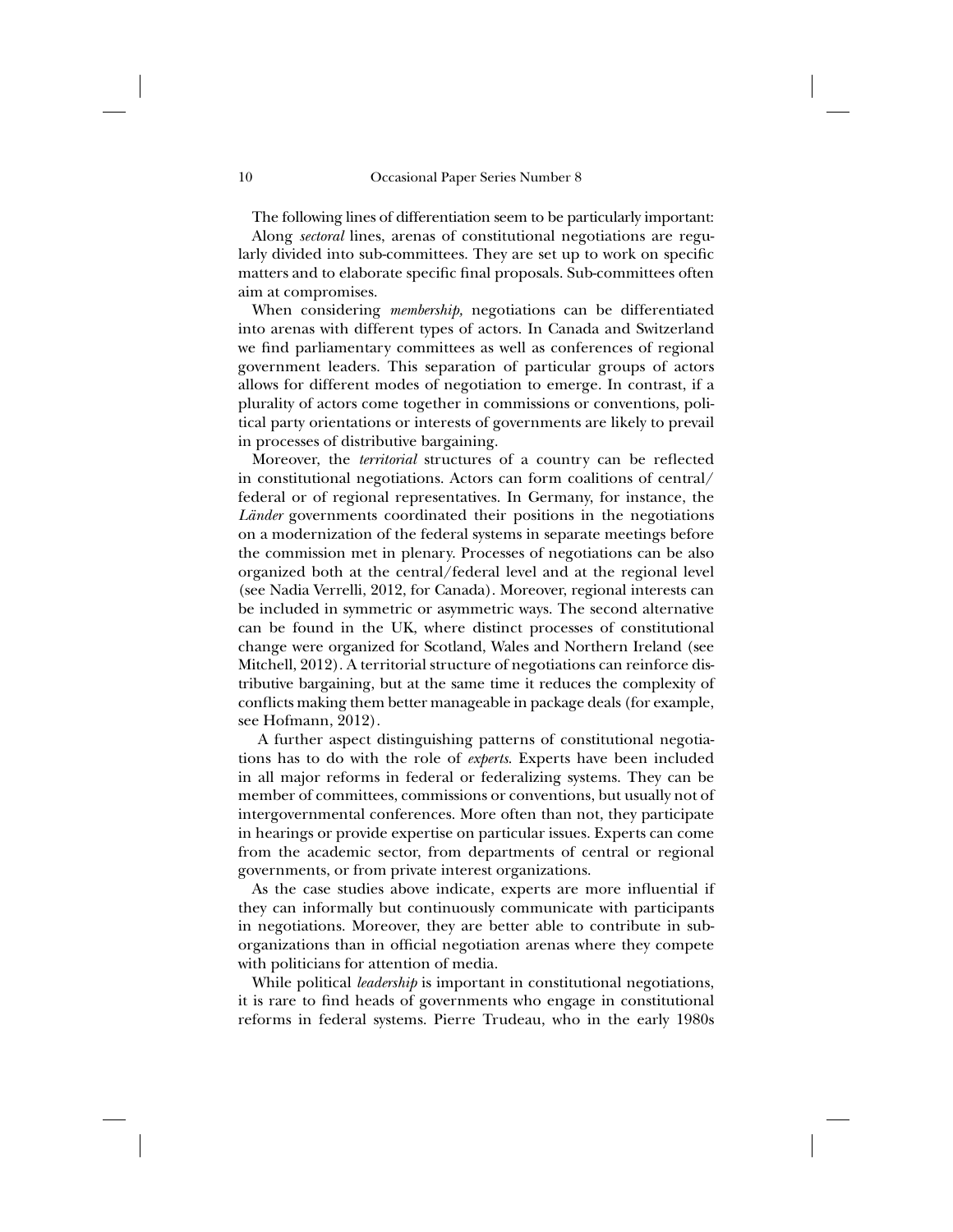The following lines of differentiation seem to be particularly important:

Along *sectoral* lines, arenas of constitutional negotiations are regularly divided into sub-committees. They are set up to work on specific matters and to elaborate specific final proposals. Sub-committees often aim at compromises.

When considering *membership,* negotiations can be differentiated into arenas with different types of actors. In Canada and Switzerland we find parliamentary committees as well as conferences of regional government leaders. This separation of particular groups of actors allows for different modes of negotiation to emerge. In contrast, if a plurality of actors come together in commissions or conventions, political party orientations or interests of governments are likely to prevail in processes of distributive bargaining.

Moreover, the *territorial* structures of a country can be reflected in constitutional negotiations. Actors can form coalitions of central/federal or of regional representatives. In Germany, for instance, the *Länder* governments coordinated their positions in the negotiations on a modernization of the federal systems in separate meetings before the commission met in plenary. Processes of negotiations can be also organized both at the central/federal level and at the regional level (see Nadia Verrelli, 2012, for Canada). Moreover, regional interests can be included in symmetric or asymmetric ways. The second alternative can be found in the UK, where distinct processes of constitutional change were organized for Scotland, Wales and Northern Ireland (see Mitchell, 2012). A territorial structure of negotiations can reinforce distributive bargaining, but at the same time it reduces the complexity of conflicts making them better manageable in package deals (for example, see Hofmann, 2012).

A further aspect distinguishing patterns of constitutional negotiations has to do with the role of *experts*. Experts have been included in all major reforms in federal or federalizing systems. They can be member of committees, commissions or conventions, but usually not of intergovernmental conferences. More often than not, they participate in hearings or provide expertise on particular issues. Experts can come from the academic sector, from departments of central or regional governments, or from private interest organizations.

As the case studies above indicate, experts are more influential if they can informally but continuously communicate with participants in negotiations. Moreover, they are better able to contribute in sub-organizations than in official negotiation arenas where they compete with politicians for attention of media.

While political *leadership* is important in constitutional negotiations, it is rare to find heads of governments who engage in constitutional reforms in federal systems. Pierre Trudeau, who in the early 1980s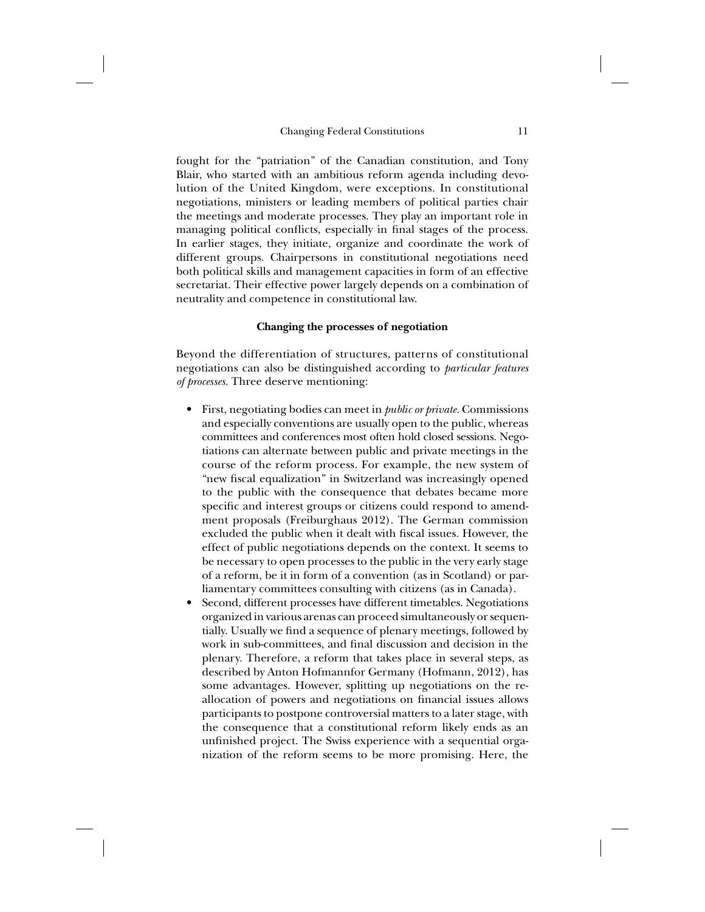fought for the "patriation" of the Canadian constitution, and Tony Blair, who started with an ambitious reform agenda including devolution of the United Kingdom, were exceptions. In constitutional negotiations, ministers or leading members of political parties chair the meetings and moderate processes. They play an important role in managing political conflicts, especially in final stages of the process. In earlier stages, they initiate, organize and coordinate the work of different groups. Chairpersons in constitutional negotiations need both political skills and management capacities in form of an effective secretariat. Their effective power largely depends on a combination of neutrality and competence in constitutional law.

**Changing the processes of negotiation**

Beyond the differentiation of structures, patterns of constitutional negotiations can also be distinguished according to *particular features of processes.* Three deserve mentioning:

- First, negotiating bodies can meet in *public or private.* Commissions and especially conventions are usually open to the public, whereas committees and conferences most often hold closed sessions. Negotiations can alternate between public and private meetings in the course of the reform process. For example, the new system of "new fiscal equalization" in Switzerland was increasingly opened to the public with the consequence that debates became more specific and interest groups or citizens could respond to amendment proposals (Freiburghaus 2012). The German commission excluded the public when it dealt with fiscal issues. However, the effect of public negotiations depends on the context. It seems to be necessary to open processes to the public in the very early stage of a reform, be it in form of a convention (as in Scotland) or parliamentary committees consulting with citizens (as in Canada).
- Second, different processes have different timetables. Negotiations organized in various arenas can proceed simultaneously or sequentially. Usually we find a sequence of plenary meetings, followed by work in sub-committees, and final discussion and decision in the plenary. Therefore, a reform that takes place in several steps, as described by Anton Hofmannfor Germany (Hofmann, 2012), has some advantages. However, splitting up negotiations on the reallocation of powers and negotiations on financial issues allows participants to postpone controversial matters to a later stage, with the consequence that a constitutional reform likely ends as an unfinished project. The Swiss experience with a sequential organization of the reform seems to be more promising. Here, the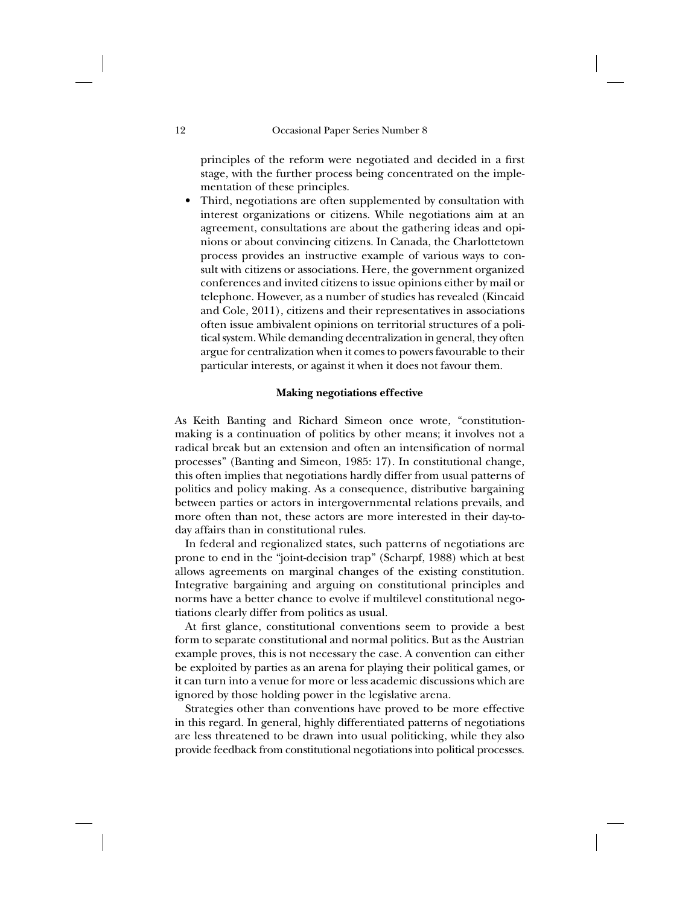principles of the reform were negotiated and decided in a first stage, with the further process being concentrated on the implementation of these principles.

- Third, negotiations are often supplemented by consultation with interest organizations or citizens. While negotiations aim at an agreement, consultations are about the gathering ideas and opinions or about convincing citizens. In Canada, the Charlottetown process provides an instructive example of various ways to consult with citizens or associations. Here, the government organized conferences and invited citizens to issue opinions either by mail or telephone. However, as a number of studies has revealed (Kincaid and Cole, 2011), citizens and their representatives in associations often issue ambivalent opinions on territorial structures of a political system. While demanding decentralization in general, they often argue for centralization when it comes to powers favourable to their particular interests, or against it when it does not favour them.

**Making negotiations effective**

As Keith Banting and Richard Simeon once wrote, "constitution-making is a continuation of politics by other means; it involves not a radical break but an extension and often an intensification of normal processes" (Banting and Simeon, 1985: 17). In constitutional change, this often implies that negotiations hardly differ from usual patterns of politics and policy making. As a consequence, distributive bargaining between parties or actors in intergovernmental relations prevails, and more often than not, these actors are more interested in their day-to-day affairs than in constitutional rules.

In federal and regionalized states, such patterns of negotiations are prone to end in the "joint-decision trap" (Scharpf, 1988) which at best allows agreements on marginal changes of the existing constitution. Integrative bargaining and arguing on constitutional principles and norms have a better chance to evolve if multilevel constitutional negotiations clearly differ from politics as usual.

At first glance, constitutional conventions seem to provide a best form to separate constitutional and normal politics. But as the Austrian example proves, this is not necessary the case. A convention can either be exploited by parties as an arena for playing their political games, or it can turn into a venue for more or less academic discussions which are ignored by those holding power in the legislative arena.

Strategies other than conventions have proved to be more effective in this regard. In general, highly differentiated patterns of negotiations are less threatened to be drawn into usual politicking, while they also provide feedback from constitutional negotiations into political processes.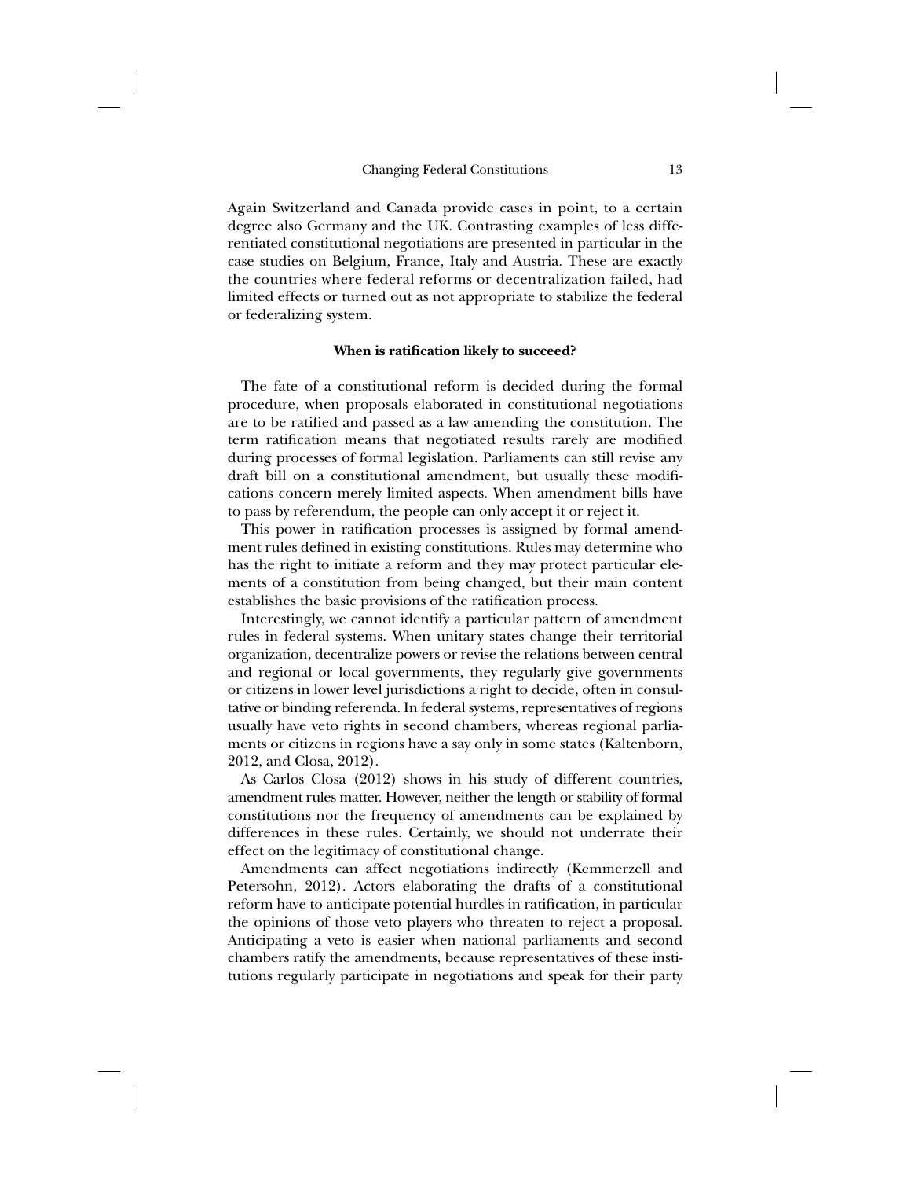Again Switzerland and Canada provide cases in point, to a certain degree also Germany and the UK. Contrasting examples of less differentiated constitutional negotiations are presented in particular in the case studies on Belgium, France, Italy and Austria. These are exactly the countries where federal reforms or decentralization failed, had limited effects or turned out as not appropriate to stabilize the federal or federalizing system.

**When is ratification likely to succeed?**

The fate of a constitutional reform is decided during the formal procedure, when proposals elaborated in constitutional negotiations are to be ratified and passed as a law amending the constitution. The term ratification means that negotiated results rarely are modified during processes of formal legislation. Parliaments can still revise any draft bill on a constitutional amendment, but usually these modifications concern merely limited aspects. When amendment bills have to pass by referendum, the people can only accept it or reject it.

This power in ratification processes is assigned by formal amendment rules defined in existing constitutions. Rules may determine who has the right to initiate a reform and they may protect particular elements of a constitution from being changed, but their main content establishes the basic provisions of the ratification process.

Interestingly, we cannot identify a particular pattern of amendment rules in federal systems. When unitary states change their territorial organization, decentralize powers or revise the relations between central and regional or local governments, they regularly give governments or citizens in lower level jurisdictions a right to decide, often in consultative or binding referenda. In federal systems, representatives of regions usually have veto rights in second chambers, whereas regional parliaments or citizens in regions have a say only in some states (Kaltenborn, 2012, and Closa, 2012).

As Carlos Closa (2012) shows in his study of different countries, amendment rules matter. However, neither the length or stability of formal constitutions nor the frequency of amendments can be explained by differences in these rules. Certainly, we should not underrate their effect on the legitimacy of constitutional change.

Amendments can affect negotiations indirectly (Kemmerzell and Petersohn, 2012). Actors elaborating the drafts of a constitutional reform have to anticipate potential hurdles in ratification, in particular the opinions of those veto players who threaten to reject a proposal. Anticipating a veto is easier when national parliaments and second chambers ratify the amendments, because representatives of these institutions regularly participate in negotiations and speak for their party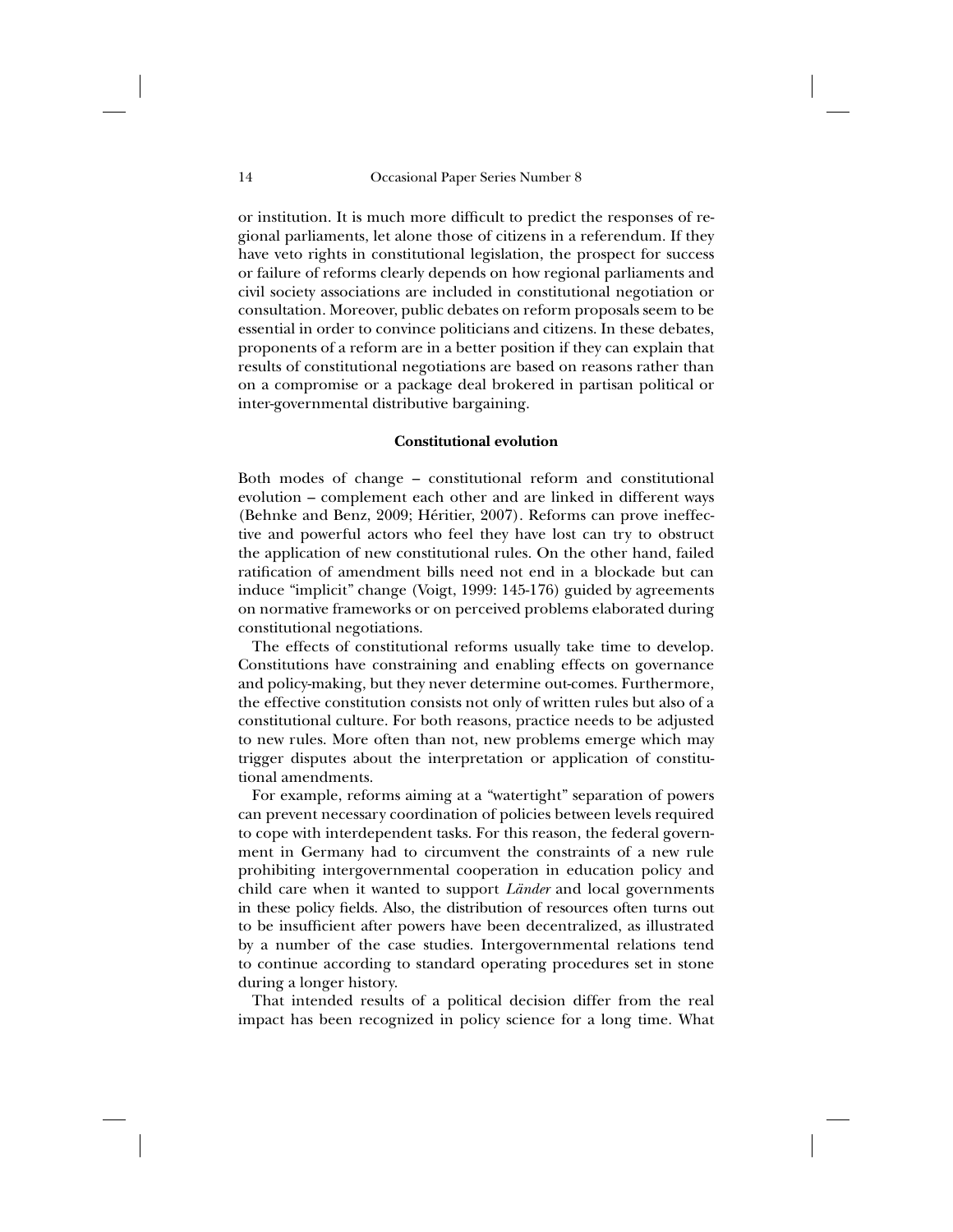or institution. It is much more difficult to predict the responses of regional parliaments, let alone those of citizens in a referendum. If they have veto rights in constitutional legislation, the prospect for success or failure of reforms clearly depends on how regional parliaments and civil society associations are included in constitutional negotiation or consultation. Moreover, public debates on reform proposals seem to be essential in order to convince politicians and citizens. In these debates, proponents of a reform are in a better position if they can explain that results of constitutional negotiations are based on reasons rather than on a compromise or a package deal brokered in partisan political or inter-governmental distributive bargaining.

### Constitutional evolution

Both modes of change – constitutional reform and constitutional evolution – complement each other and are linked in different ways (Behnke and Benz, 2009; Héritier, 2007). Reforms can prove ineffective and powerful actors who feel they have lost can try to obstruct the application of new constitutional rules. On the other hand, failed ratification of amendment bills need not end in a blockade but can induce "implicit" change (Voigt, 1999: 145-176) guided by agreements on normative frameworks or on perceived problems elaborated during constitutional negotiations.

The effects of constitutional reforms usually take time to develop. Constitutions have constraining and enabling effects on governance and policy-making, but they never determine out-comes. Furthermore, the effective constitution consists not only of written rules but also of a constitutional culture. For both reasons, practice needs to be adjusted to new rules. More often than not, new problems emerge which may trigger disputes about the interpretation or application of constitutional amendments.

For example, reforms aiming at a "watertight" separation of powers can prevent necessary coordination of policies between levels required to cope with interdependent tasks. For this reason, the federal government in Germany had to circumvent the constraints of a new rule prohibiting intergovernmental cooperation in education policy and child care when it wanted to support *Länder* and local governments in these policy fields. Also, the distribution of resources often turns out to be insufficient after powers have been decentralized, as illustrated by a number of the case studies. Intergovernmental relations tend to continue according to standard operating procedures set in stone during a longer history.

That intended results of a political decision differ from the real impact has been recognized in policy science for a long time. What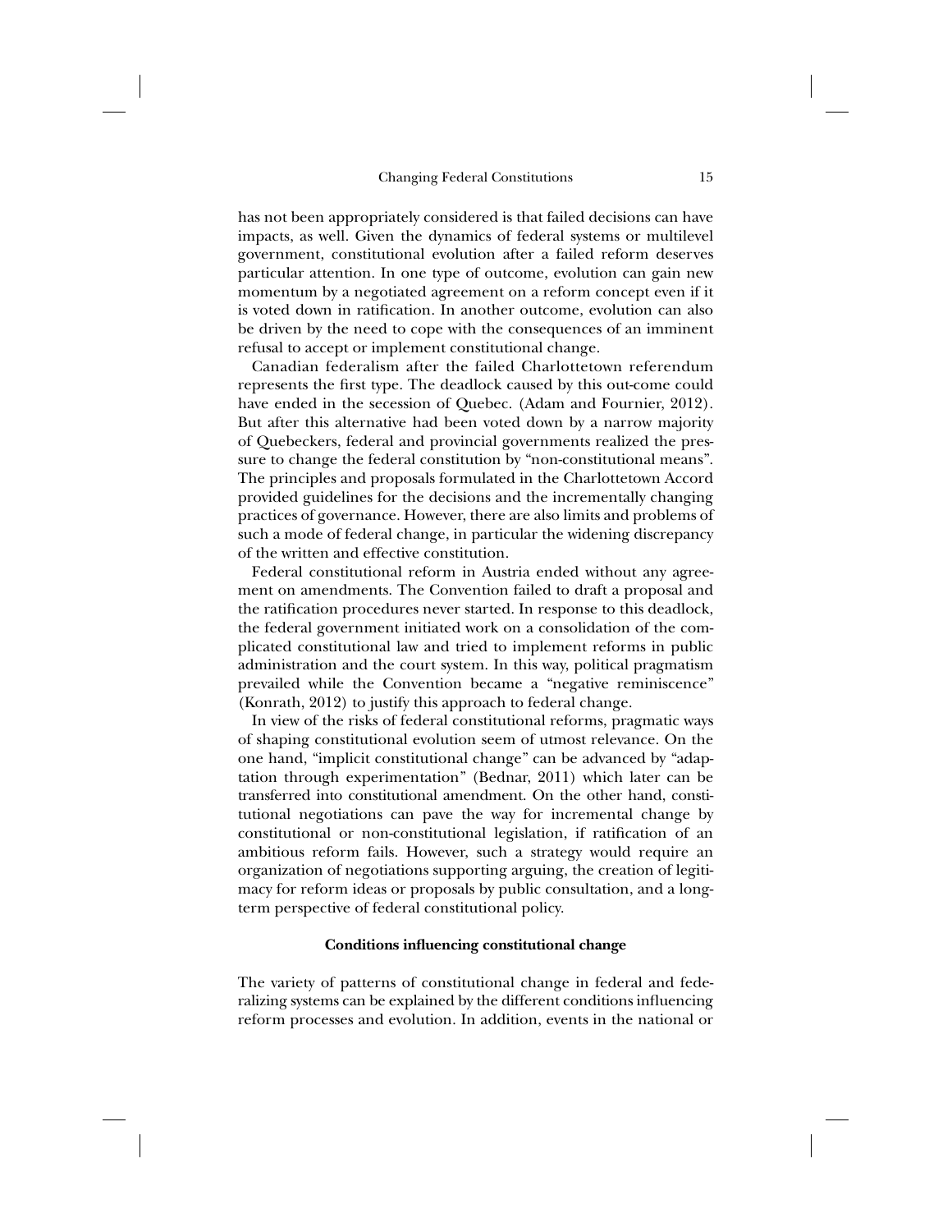has not been appropriately considered is that failed decisions can have impacts, as well. Given the dynamics of federal systems or multilevel government, constitutional evolution after a failed reform deserves particular attention. In one type of outcome, evolution can gain new momentum by a negotiated agreement on a reform concept even if it is voted down in ratification. In another outcome, evolution can also be driven by the need to cope with the consequences of an imminent refusal to accept or implement constitutional change.

Canadian federalism after the failed Charlottetown referendum represents the first type. The deadlock caused by this out-come could have ended in the secession of Quebec. (Adam and Fournier, 2012). But after this alternative had been voted down by a narrow majority of Quebeckers, federal and provincial governments realized the pressure to change the federal constitution by "non-constitutional means". The principles and proposals formulated in the Charlottetown Accord provided guidelines for the decisions and the incrementally changing practices of governance. However, there are also limits and problems of such a mode of federal change, in particular the widening discrepancy of the written and effective constitution.

Federal constitutional reform in Austria ended without any agreement on amendments. The Convention failed to draft a proposal and the ratification procedures never started. In response to this deadlock, the federal government initiated work on a consolidation of the complicated constitutional law and tried to implement reforms in public administration and the court system. In this way, political pragmatism prevailed while the Convention became a "negative reminiscence" (Konrath, 2012) to justify this approach to federal change.

In view of the risks of federal constitutional reforms, pragmatic ways of shaping constitutional evolution seem of utmost relevance. On the one hand, "implicit constitutional change" can be advanced by "adaptation through experimentation" (Bednar, 2011) which later can be transferred into constitutional amendment. On the other hand, constitutional negotiations can pave the way for incremental change by constitutional or non-constitutional legislation, if ratification of an ambitious reform fails. However, such a strategy would require an organization of negotiations supporting arguing, the creation of legitimacy for reform ideas or proposals by public consultation, and a long-term perspective of federal constitutional policy.

### Conditions influencing constitutional change

The variety of patterns of constitutional change in federal and federalizing systems can be explained by the different conditions influencing reform processes and evolution. In addition, events in the national or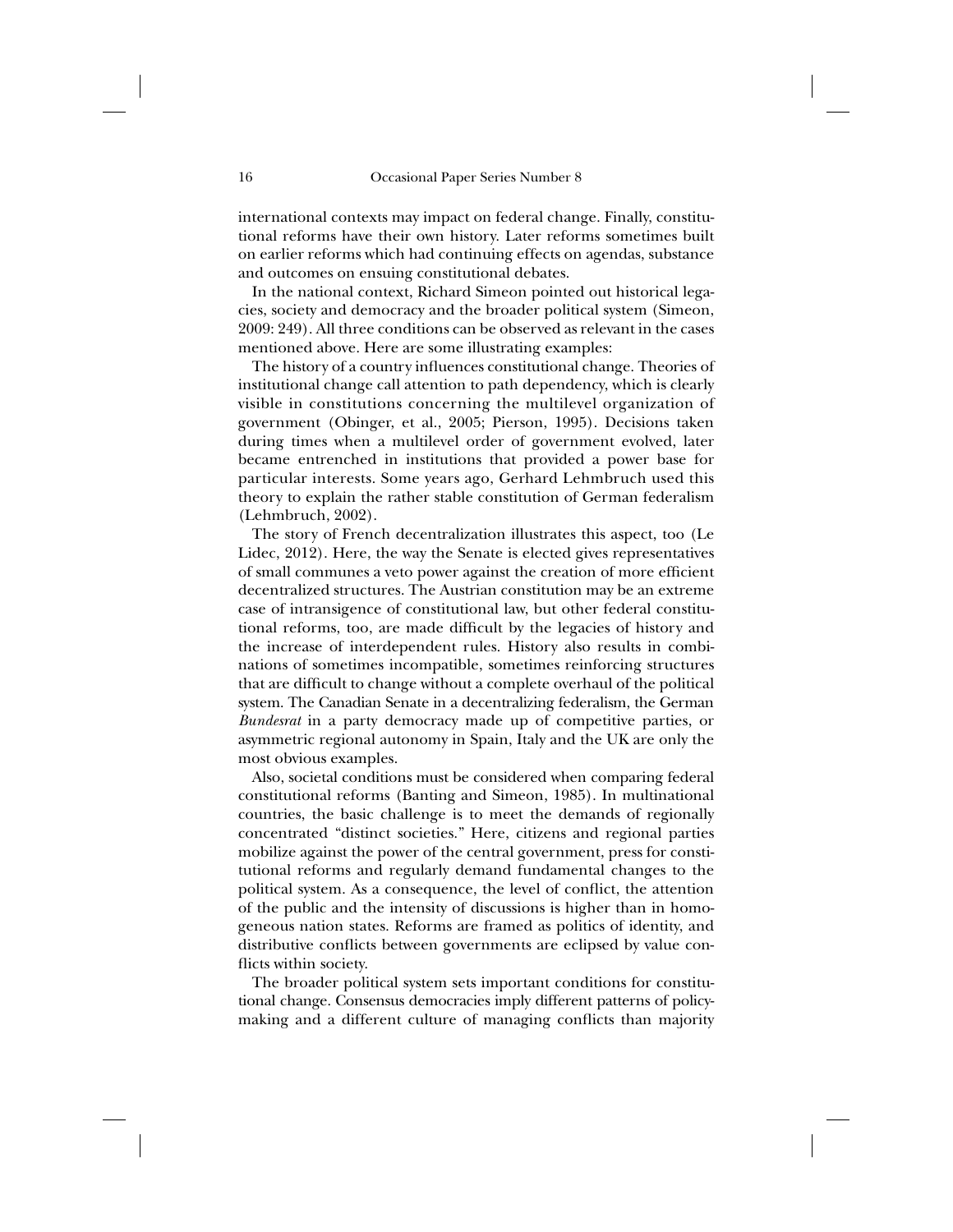international contexts may impact on federal change. Finally, constitutional reforms have their own history. Later reforms sometimes built on earlier reforms which had continuing effects on agendas, substance and outcomes on ensuing constitutional debates.

In the national context, Richard Simeon pointed out historical legacies, society and democracy and the broader political system (Simeon, 2009: 249). All three conditions can be observed as relevant in the cases mentioned above. Here are some illustrating examples:

The history of a country influences constitutional change. Theories of institutional change call attention to path dependency, which is clearly visible in constitutions concerning the multilevel organization of government (Obinger, et al., 2005; Pierson, 1995). Decisions taken during times when a multilevel order of government evolved, later became entrenched in institutions that provided a power base for particular interests. Some years ago, Gerhard Lehmbruch used this theory to explain the rather stable constitution of German federalism (Lehmbruch, 2002).

The story of French decentralization illustrates this aspect, too (Le Lidec, 2012). Here, the way the Senate is elected gives representatives of small communes a veto power against the creation of more efficient decentralized structures. The Austrian constitution may be an extreme case of intransigence of constitutional law, but other federal constitutional reforms, too, are made difficult by the legacies of history and the increase of interdependent rules. History also results in combinations of sometimes incompatible, sometimes reinforcing structures that are difficult to change without a complete overhaul of the political system. The Canadian Senate in a decentralizing federalism, the German *Bundesrat* in a party democracy made up of competitive parties, or asymmetric regional autonomy in Spain, Italy and the UK are only the most obvious examples.

Also, societal conditions must be considered when comparing federal constitutional reforms (Banting and Simeon, 1985). In multinational countries, the basic challenge is to meet the demands of regionally concentrated "distinct societies." Here, citizens and regional parties mobilize against the power of the central government, press for constitutional reforms and regularly demand fundamental changes to the political system. As a consequence, the level of conflict, the attention of the public and the intensity of discussions is higher than in homogeneous nation states. Reforms are framed as politics of identity, and distributive conflicts between governments are eclipsed by value conflicts within society.

The broader political system sets important conditions for constitutional change. Consensus democracies imply different patterns of policy-making and a different culture of managing conflicts than majority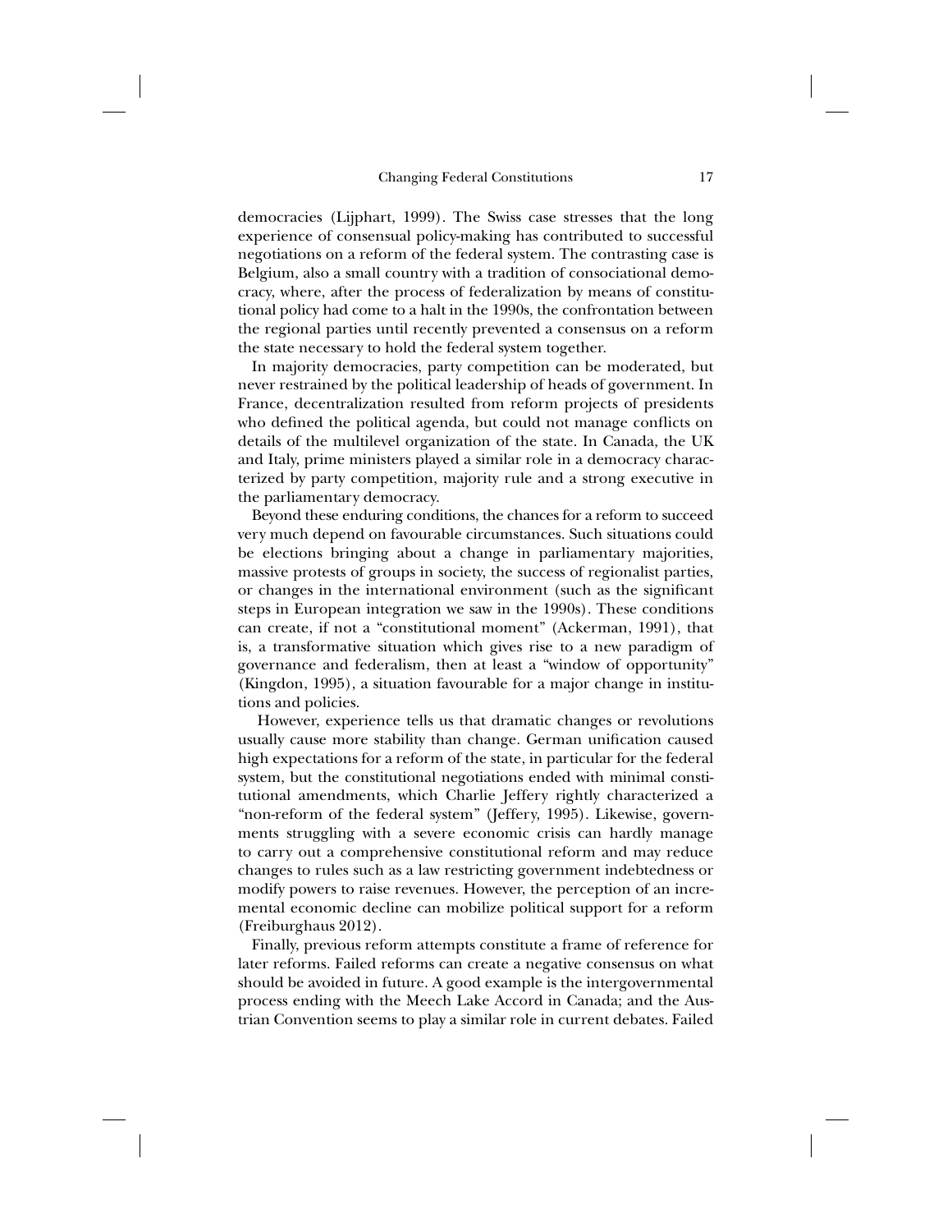democracies (Lijphart, 1999). The Swiss case stresses that the long experience of consensual policy-making has contributed to successful negotiations on a reform of the federal system. The contrasting case is Belgium, also a small country with a tradition of consociational democracy, where, after the process of federalization by means of constitutional policy had come to a halt in the 1990s, the confrontation between the regional parties until recently prevented a consensus on a reform the state necessary to hold the federal system together.

In majority democracies, party competition can be moderated, but never restrained by the political leadership of heads of government. In France, decentralization resulted from reform projects of presidents who defined the political agenda, but could not manage conflicts on details of the multilevel organization of the state. In Canada, the UK and Italy, prime ministers played a similar role in a democracy characterized by party competition, majority rule and a strong executive in the parliamentary democracy.

Beyond these enduring conditions, the chances for a reform to succeed very much depend on favourable circumstances. Such situations could be elections bringing about a change in parliamentary majorities, massive protests of groups in society, the success of regionalist parties, or changes in the international environment (such as the significant steps in European integration we saw in the 1990s). These conditions can create, if not a "constitutional moment" (Ackerman, 1991), that is, a transformative situation which gives rise to a new paradigm of governance and federalism, then at least a "window of opportunity" (Kingdon, 1995), a situation favourable for a major change in institutions and policies.

However, experience tells us that dramatic changes or revolutions usually cause more stability than change. German unification caused high expectations for a reform of the state, in particular for the federal system, but the constitutional negotiations ended with minimal constitutional amendments, which Charlie Jeffery rightly characterized a "non-reform of the federal system" (Jeffery, 1995). Likewise, governments struggling with a severe economic crisis can hardly manage to carry out a comprehensive constitutional reform and may reduce changes to rules such as a law restricting government indebtedness or modify powers to raise revenues. However, the perception of an incremental economic decline can mobilize political support for a reform (Freiburghaus 2012).

Finally, previous reform attempts constitute a frame of reference for later reforms. Failed reforms can create a negative consensus on what should be avoided in future. A good example is the intergovernmental process ending with the Meech Lake Accord in Canada; and the Austrian Convention seems to play a similar role in current debates. Failed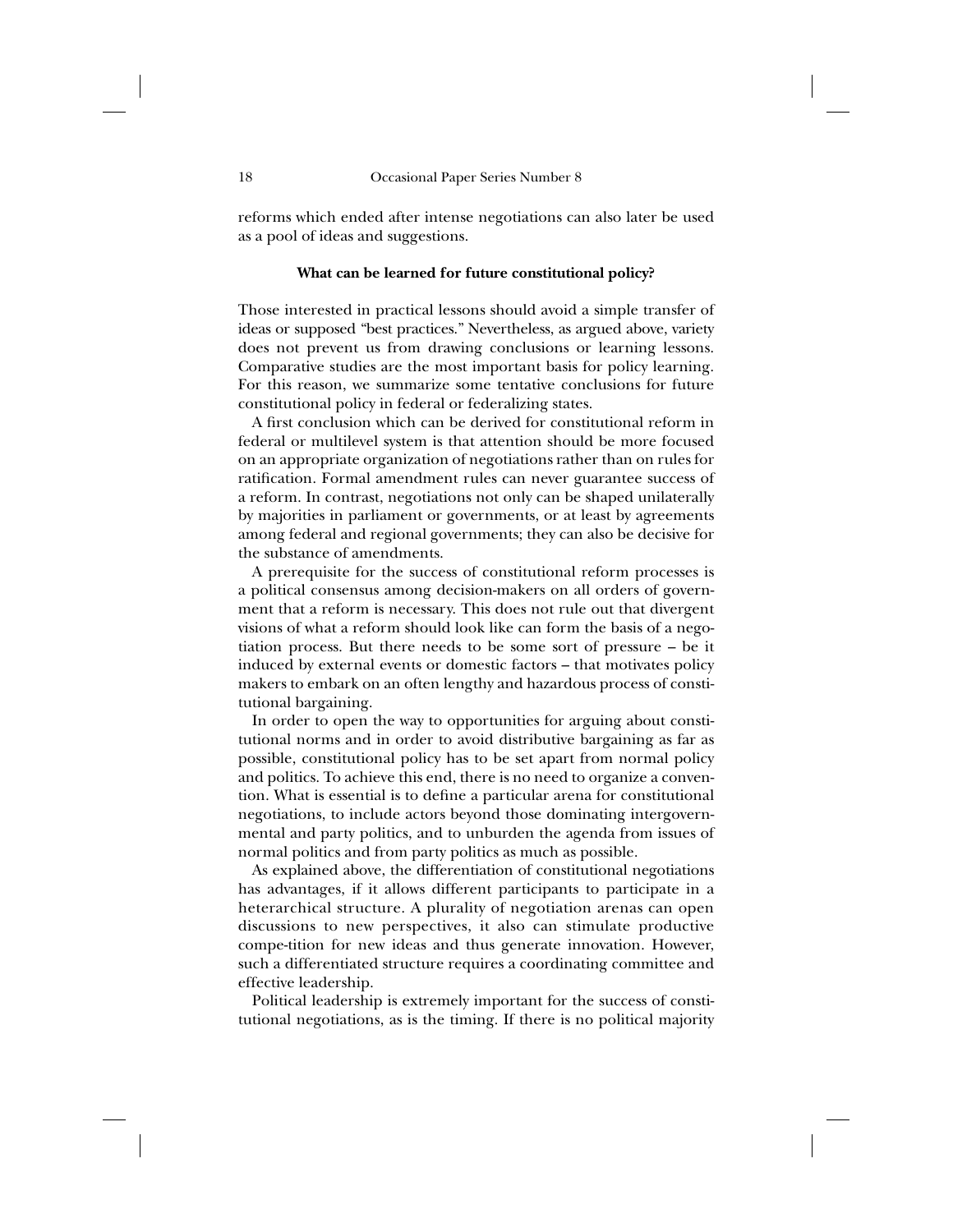reforms which ended after intense negotiations can also later be used as a pool of ideas and suggestions.

### What can be learned for future constitutional policy?

Those interested in practical lessons should avoid a simple transfer of ideas or supposed "best practices." Nevertheless, as argued above, variety does not prevent us from drawing conclusions or learning lessons. Comparative studies are the most important basis for policy learning. For this reason, we summarize some tentative conclusions for future constitutional policy in federal or federalizing states.

A first conclusion which can be derived for constitutional reform in federal or multilevel system is that attention should be more focused on an appropriate organization of negotiations rather than on rules for ratification. Formal amendment rules can never guarantee success of a reform. In contrast, negotiations not only can be shaped unilaterally by majorities in parliament or governments, or at least by agreements among federal and regional governments; they can also be decisive for the substance of amendments.

A prerequisite for the success of constitutional reform processes is a political consensus among decision-makers on all orders of government that a reform is necessary. This does not rule out that divergent visions of what a reform should look like can form the basis of a negotiation process. But there needs to be some sort of pressure – be it induced by external events or domestic factors – that motivates policy makers to embark on an often lengthy and hazardous process of constitutional bargaining.

In order to open the way to opportunities for arguing about constitutional norms and in order to avoid distributive bargaining as far as possible, constitutional policy has to be set apart from normal policy and politics. To achieve this end, there is no need to organize a convention. What is essential is to define a particular arena for constitutional negotiations, to include actors beyond those dominating intergovernmental and party politics, and to unburden the agenda from issues of normal politics and from party politics as much as possible.

As explained above, the differentiation of constitutional negotiations has advantages, if it allows different participants to participate in a heterarchical structure. A plurality of negotiation arenas can open discussions to new perspectives, it also can stimulate productive compe-tition for new ideas and thus generate innovation. However, such a differentiated structure requires a coordinating committee and effective leadership.

Political leadership is extremely important for the success of constitutional negotiations, as is the timing. If there is no political majority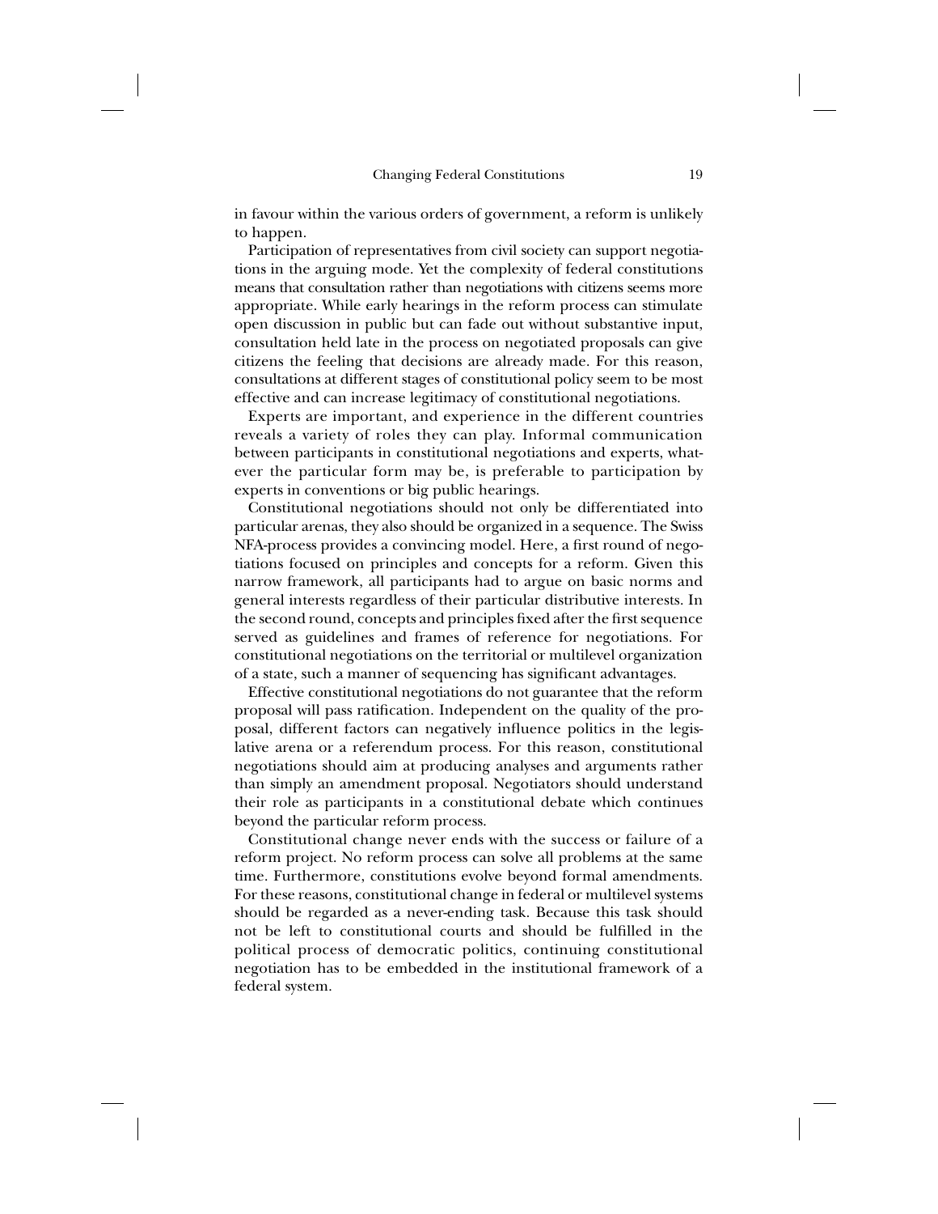in favour within the various orders of government, a reform is unlikely to happen.

Participation of representatives from civil society can support negotiations in the arguing mode. Yet the complexity of federal constitutions means that consultation rather than negotiations with citizens seems more appropriate. While early hearings in the reform process can stimulate open discussion in public but can fade out without substantive input, consultation held late in the process on negotiated proposals can give citizens the feeling that decisions are already made. For this reason, consultations at different stages of constitutional policy seem to be most effective and can increase legitimacy of constitutional negotiations.

Experts are important, and experience in the different countries reveals a variety of roles they can play. Informal communication between participants in constitutional negotiations and experts, whatever the particular form may be, is preferable to participation by experts in conventions or big public hearings.

Constitutional negotiations should not only be differentiated into particular arenas, they also should be organized in a sequence. The Swiss NFA-process provides a convincing model. Here, a first round of negotiations focused on principles and concepts for a reform. Given this narrow framework, all participants had to argue on basic norms and general interests regardless of their particular distributive interests. In the second round, concepts and principles fixed after the first sequence served as guidelines and frames of reference for negotiations. For constitutional negotiations on the territorial or multilevel organization of a state, such a manner of sequencing has significant advantages.

Effective constitutional negotiations do not guarantee that the reform proposal will pass ratification. Independent on the quality of the proposal, different factors can negatively influence politics in the legislative arena or a referendum process. For this reason, constitutional negotiations should aim at producing analyses and arguments rather than simply an amendment proposal. Negotiators should understand their role as participants in a constitutional debate which continues beyond the particular reform process.

Constitutional change never ends with the success or failure of a reform project. No reform process can solve all problems at the same time. Furthermore, constitutions evolve beyond formal amendments. For these reasons, constitutional change in federal or multilevel systems should be regarded as a never-ending task. Because this task should not be left to constitutional courts and should be fulfilled in the political process of democratic politics, continuing constitutional negotiation has to be embedded in the institutional framework of a federal system.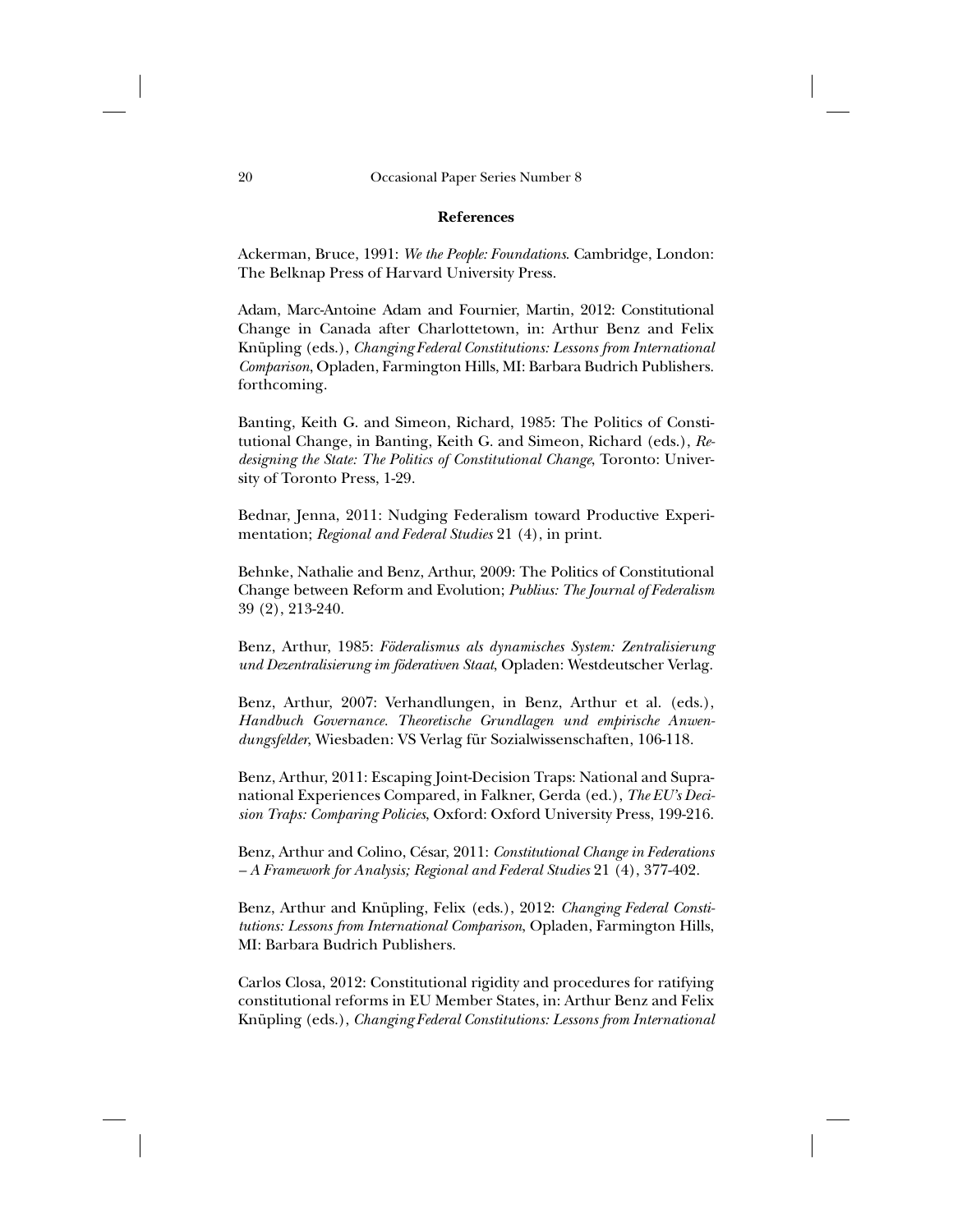## References

Ackerman, Bruce, 1991: *We the People: Foundations*. Cambridge, London: The Belknap Press of Harvard University Press.

Adam, Marc-Antoine Adam and Fournier, Martin, 2012: Constitutional Change in Canada after Charlottetown, in: Arthur Benz and Felix Knüpling (eds.), *Changing Federal Constitutions: Lessons from International Comparison*, Opladen, Farmington Hills, MI: Barbara Budrich Publishers. forthcoming.

Banting, Keith G. and Simeon, Richard, 1985: The Politics of Constitutional Change, in Banting, Keith G. and Simeon, Richard (eds.), *Redesigning the State: The Politics of Constitutional Change*, Toronto: University of Toronto Press, 1-29.

Bednar, Jenna, 2011: Nudging Federalism toward Productive Experimentation; *Regional and Federal Studies* 21 (4), in print.

Behnke, Nathalie and Benz, Arthur, 2009: The Politics of Constitutional Change between Reform and Evolution; *Publius: The Journal of Federalism* 39 (2), 213-240.

Benz, Arthur, 1985: *Föderalismus als dynamisches System: Zentralisierung und Dezentralisierung im föderativen Staat*, Opladen: Westdeutscher Verlag.

Benz, Arthur, 2007: Verhandlungen, in Benz, Arthur et al. (eds.), *Handbuch Governance. Theoretische Grundlagen und empirische Anwendungsfelder*, Wiesbaden: VS Verlag für Sozialwissenschaften, 106-118.

Benz, Arthur, 2011: Escaping Joint-Decision Traps: National and Supranational Experiences Compared, in Falkner, Gerda (ed.), *The EU's Decision Traps: Comparing Policies*, Oxford: Oxford University Press, 199-216.

Benz, Arthur and Colino, César, 2011: *Constitutional Change in Federations – A Framework for Analysis; Regional and Federal Studies* 21 (4), 377-402.

Benz, Arthur and Knüpling, Felix (eds.), 2012: *Changing Federal Constitutions: Lessons from International Comparison*, Opladen, Farmington Hills, MI: Barbara Budrich Publishers.

Carlos Closa, 2012: Constitutional rigidity and procedures for ratifying constitutional reforms in EU Member States, in: Arthur Benz and Felix Knüpling (eds.), *Changing Federal Constitutions: Lessons from International*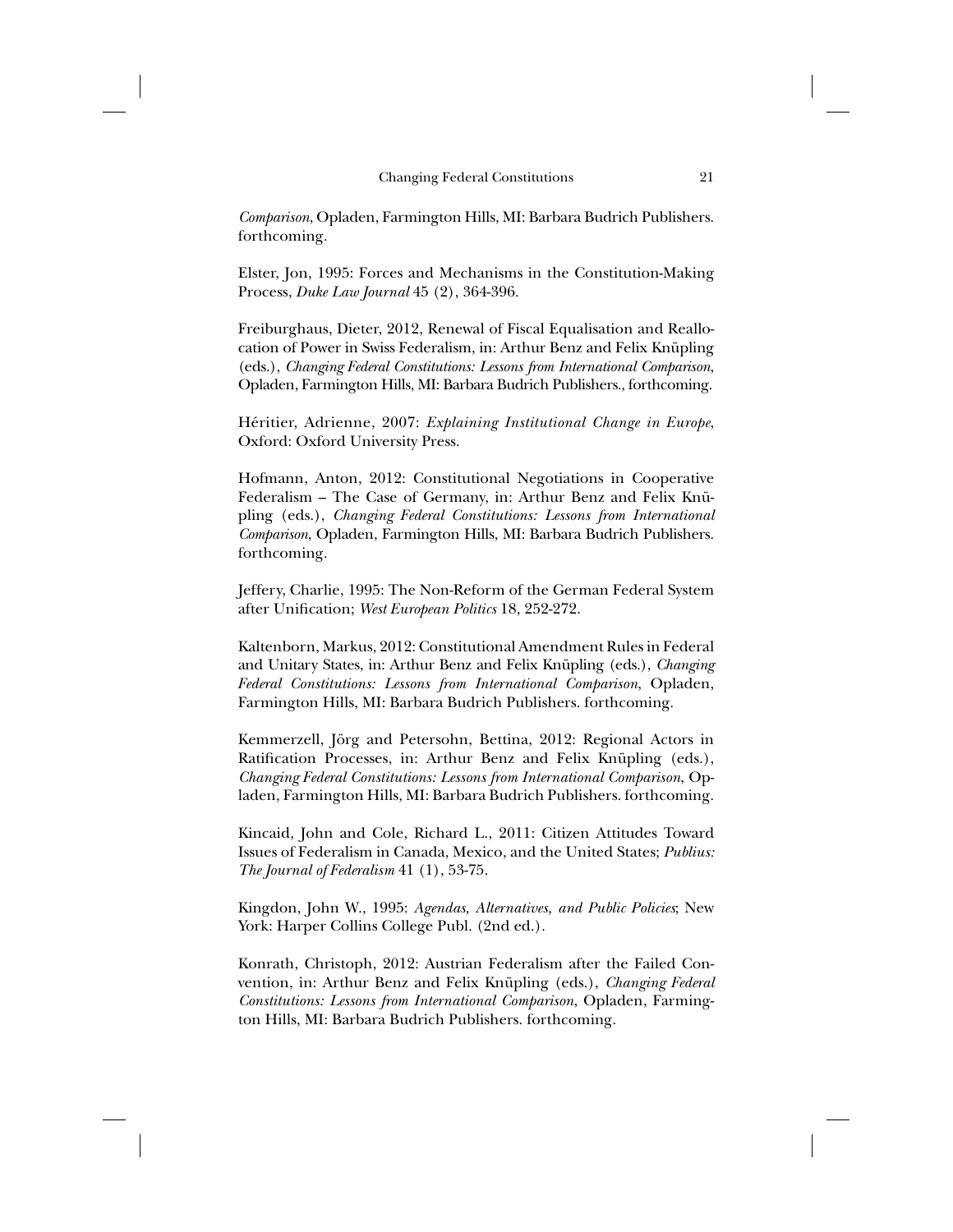*Comparison*, Opladen, Farmington Hills, MI: Barbara Budrich Publishers. forthcoming.

Elster, Jon, 1995: Forces and Mechanisms in the Constitution-Making Process, *Duke Law Journal* 45 (2), 364-396.

Freiburghaus, Dieter, 2012, Renewal of Fiscal Equalisation and Reallocation of Power in Swiss Federalism, in: Arthur Benz and Felix Knüpling (eds.), *Changing Federal Constitutions: Lessons from International Comparison*, Opladen, Farmington Hills, MI: Barbara Budrich Publishers., forthcoming.

Héritier, Adrienne, 2007: *Explaining Institutional Change in Europe*, Oxford: Oxford University Press.

Hofmann, Anton, 2012: Constitutional Negotiations in Cooperative Federalism – The Case of Germany, in: Arthur Benz and Felix Knüpling (eds.), *Changing Federal Constitutions: Lessons from International Comparison*, Opladen, Farmington Hills, MI: Barbara Budrich Publishers. forthcoming.

Jeffery, Charlie, 1995: The Non-Reform of the German Federal System after Unification; *West European Politics* 18, 252-272.

Kaltenborn, Markus, 2012: Constitutional Amendment Rules in Federal and Unitary States, in: Arthur Benz and Felix Knüpling (eds.), *Changing Federal Constitutions: Lessons from International Comparison*, Opladen, Farmington Hills, MI: Barbara Budrich Publishers. forthcoming.

Kemmerzell, Jörg and Petersohn, Bettina, 2012: Regional Actors in Ratification Processes, in: Arthur Benz and Felix Knüpling (eds.), *Changing Federal Constitutions: Lessons from International Comparison*, Opladen, Farmington Hills, MI: Barbara Budrich Publishers. forthcoming.

Kincaid, John and Cole, Richard L., 2011: Citizen Attitudes Toward Issues of Federalism in Canada, Mexico, and the United States; *Publius: The Journal of Federalism* 41 (1), 53-75.

Kingdon, John W., 1995: *Agendas, Alternatives, and Public Policies*; New York: Harper Collins College Publ. (2nd ed.).

Konrath, Christoph, 2012: Austrian Federalism after the Failed Convention, in: Arthur Benz and Felix Knüpling (eds.), *Changing Federal Constitutions: Lessons from International Comparison*, Opladen, Farmington Hills, MI: Barbara Budrich Publishers. forthcoming.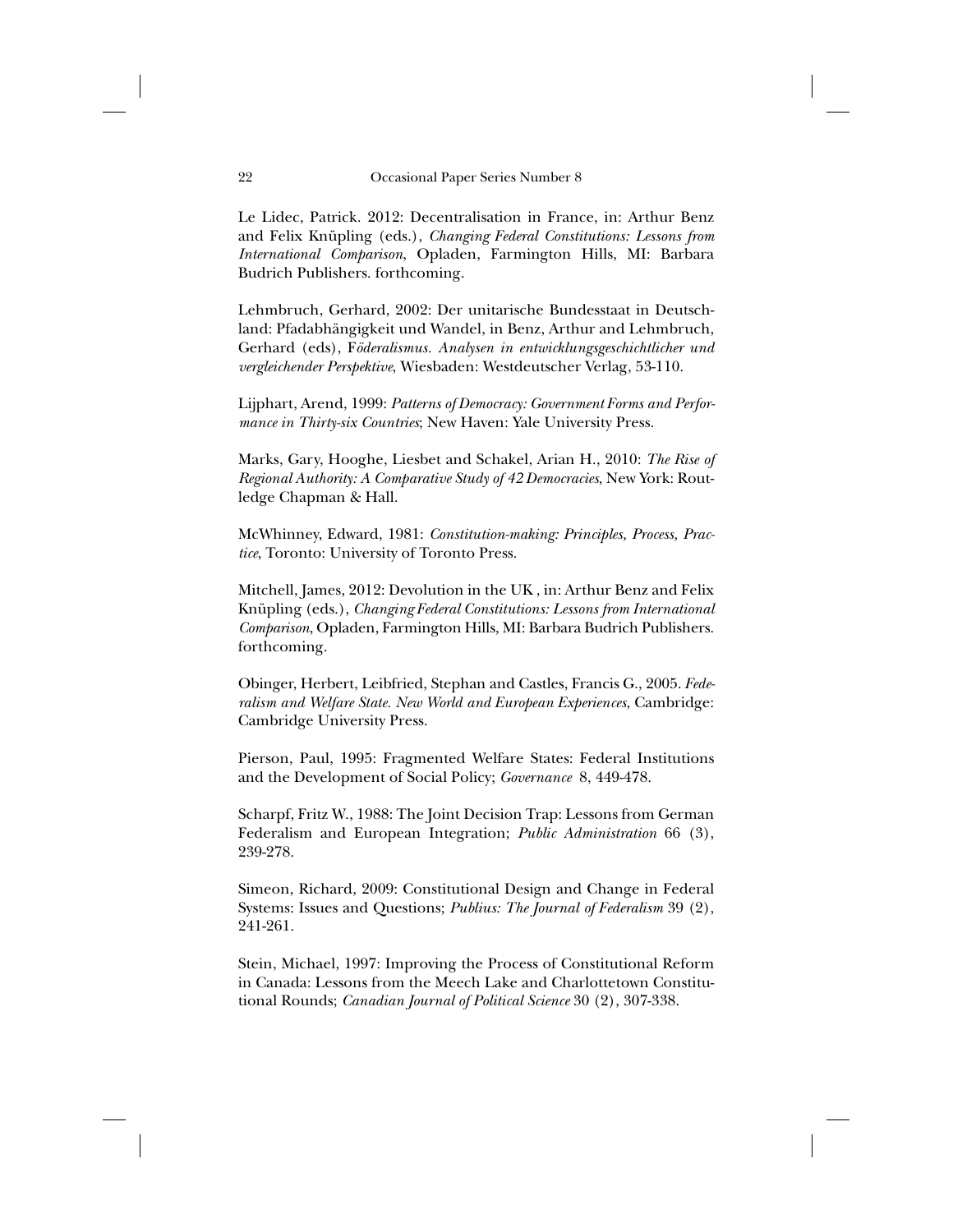Le Lidec, Patrick. 2012: Decentralisation in France, in: Arthur Benz and Felix Knüpling (eds.), *Changing Federal Constitutions: Lessons from International Comparison*, Opladen, Farmington Hills, MI: Barbara Budrich Publishers. forthcoming.

Lehmbruch, Gerhard, 2002: Der unitarische Bundesstaat in Deutschland: Pfadabhängigkeit und Wandel, in Benz, Arthur and Lehmbruch, Gerhard (eds), F*öderalismus. Analysen in entwicklungsgeschichtlicher und vergleichender Perspektive*, Wiesbaden: Westdeutscher Verlag, 53-110.

Lijphart, Arend, 1999: *Patterns of Democracy: Government Forms and Performance in Thirty-six Countries*; New Haven: Yale University Press.

Marks, Gary, Hooghe, Liesbet and Schakel, Arian H., 2010: *The Rise of Regional Authority: A Comparative Study of 42 Democracies*, New York: Routledge Chapman & Hall.

McWhinney, Edward, 1981: *Constitution-making: Principles, Process, Practice*, Toronto: University of Toronto Press.

Mitchell, James, 2012: Devolution in the UK , in: Arthur Benz and Felix Knüpling (eds.), *Changing Federal Constitutions: Lessons from International Comparison*, Opladen, Farmington Hills, MI: Barbara Budrich Publishers. forthcoming.

Obinger, Herbert, Leibfried, Stephan and Castles, Francis G., 2005. *Federalism and Welfare State. New World and European Experiences*, Cambridge: Cambridge University Press.

Pierson, Paul, 1995: Fragmented Welfare States: Federal Institutions and the Development of Social Policy; *Governance* 8, 449-478.

Scharpf, Fritz W., 1988: The Joint Decision Trap: Lessons from German Federalism and European Integration; *Public Administration* 66 (3), 239-278.

Simeon, Richard, 2009: Constitutional Design and Change in Federal Systems: Issues and Questions; *Publius: The Journal of Federalism* 39 (2), 241-261.

Stein, Michael, 1997: Improving the Process of Constitutional Reform in Canada: Lessons from the Meech Lake and Charlottetown Constitutional Rounds; *Canadian Journal of Political Science* 30 (2), 307-338.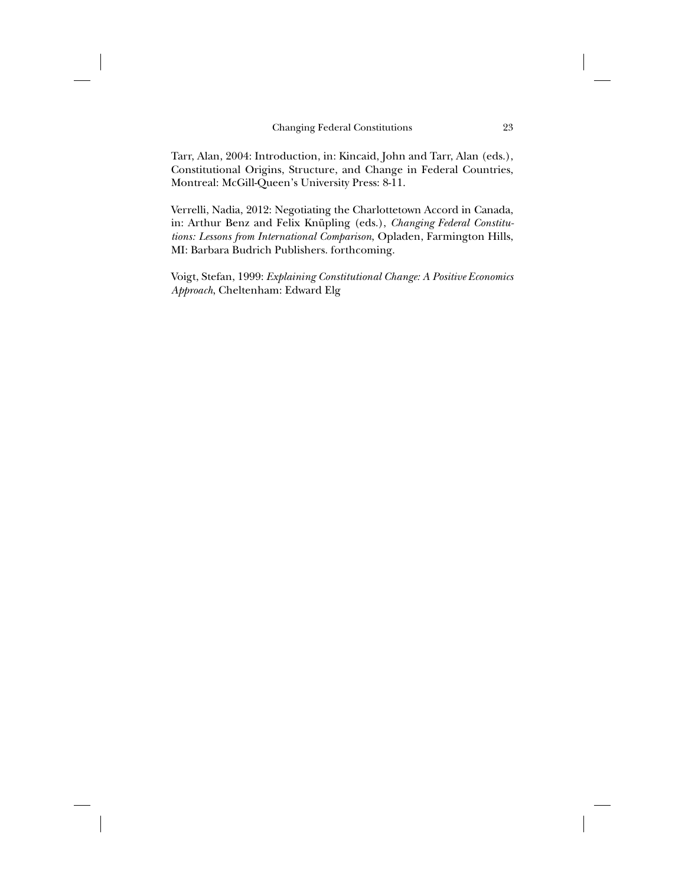Tarr, Alan, 2004: Introduction, in: Kincaid, John and Tarr, Alan (eds.), Constitutional Origins, Structure, and Change in Federal Countries, Montreal: McGill-Queen's University Press: 8-11.

Verrelli, Nadia, 2012: Negotiating the Charlottetown Accord in Canada, in: Arthur Benz and Felix Knüpling (eds.), *Changing Federal Constitutions: Lessons from International Comparison,* Opladen, Farmington Hills, MI: Barbara Budrich Publishers. forthcoming.

Voigt, Stefan, 1999: *Explaining Constitutional Change: A Positive Economics Approach*, Cheltenham: Edward Elg